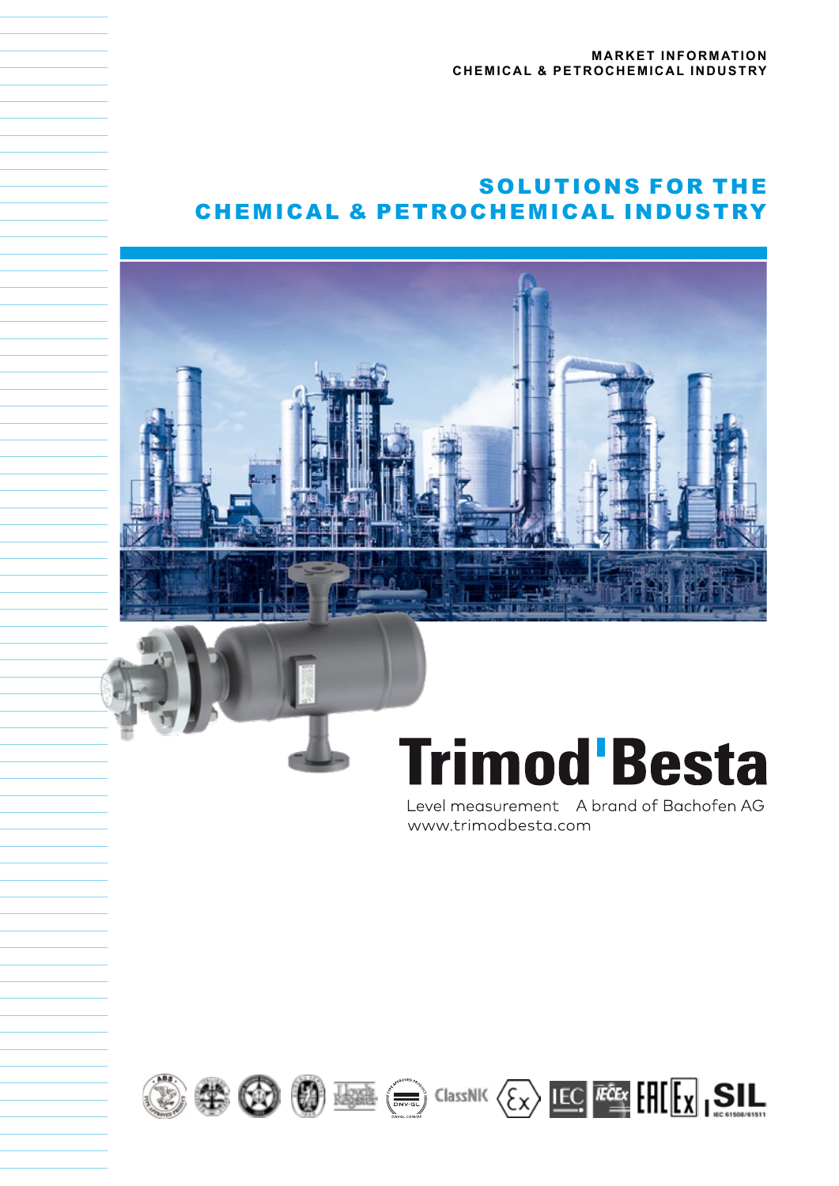MARKET INFORMATION
CHEMICAL & PETROCHEMICAL INDUSTRY

# SOLUTIONS FOR THE CHEMICAL & PETROCHEMICAL INDUSTRY

**Trimod'Besta**

Level measurement A brand of Bachofen AG
www.trimodbesta.com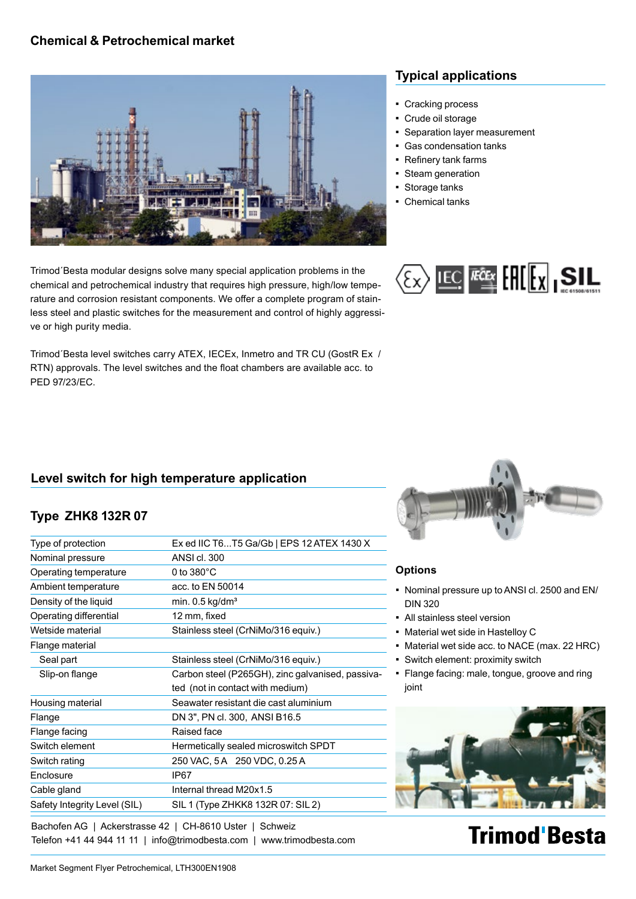## Chemical & Petrochemical market

### Typical applications

- Cracking process
- Crude oil storage
- Separation layer measurement
- Gas condensation tanks
- Refinery tank farms
- Steam generation
- Storage tanks
- Chemical tanks

Trimod´Besta modular designs solve many special application problems in the chemical and petrochemical industry that requires high pressure, high/low temperature and corrosion resistant components. We offer a complete program of stainless steel and plastic switches for the measurement and control of highly aggressive or high purity media.

Trimod´Besta level switches carry ATEX, IECEx, Inmetro and TR CU (GostR Ex / RTN) approvals. The level switches and the float chambers are available acc. to PED 97/23/EC.

## Level switch for high temperature application

### Type ZHK8 132R 07

| | |
|---|---|
| Type of protection | Ex ed IIC T6...T5 Ga/Gb \| EPS 12 ATEX 1430 X |
| Nominal pressure | ANSI cl. 300 |
| Operating temperature | 0 to 380°C |
| Ambient temperature | acc. to EN 50014 |
| Density of the liquid | min. 0.5 kg/dm³ |
| Operating differential | 12 mm, fixed |
| Wetside material | Stainless steel (CrNiMo/316 equiv.) |
| Flange material | |
| Seal part | Stainless steel (CrNiMo/316 equiv.) |
| Slip-on flange | Carbon steel (P265GH), zinc galvanised, passivated (not in contact with medium) |
| Housing material | Seawater resistant die cast aluminium |
| Flange | DN 3", PN cl. 300, ANSI B16.5 |
| Flange facing | Raised face |
| Switch element | Hermetically sealed microswitch SPDT |
| Switch rating | 250 VAC, 5 A 250 VDC, 0.25 A |
| Enclosure | IP67 |
| Cable gland | Internal thread M20x1.5 |
| Safety Integrity Level (SIL) | SIL 1 (Type ZHKK8 132R 07: SIL 2) |

### Options

- Nominal pressure up to ANSI cl. 2500 and EN/DIN 320
- All stainless steel version
- Material wet side in Hastelloy C
- Material wet side acc. to NACE (max. 22 HRC)
- Switch element: proximity switch
- Flange facing: male, tongue, groove and ring joint

Bachofen AG | Ackerstrasse 42 | CH-8610 Uster | Schweiz
Telefon +41 44 944 11 11 | info@trimodbesta.com | www.trimodbesta.com

Trimod'Besta

Market Segment Flyer Petrochemical, LTH300EN1908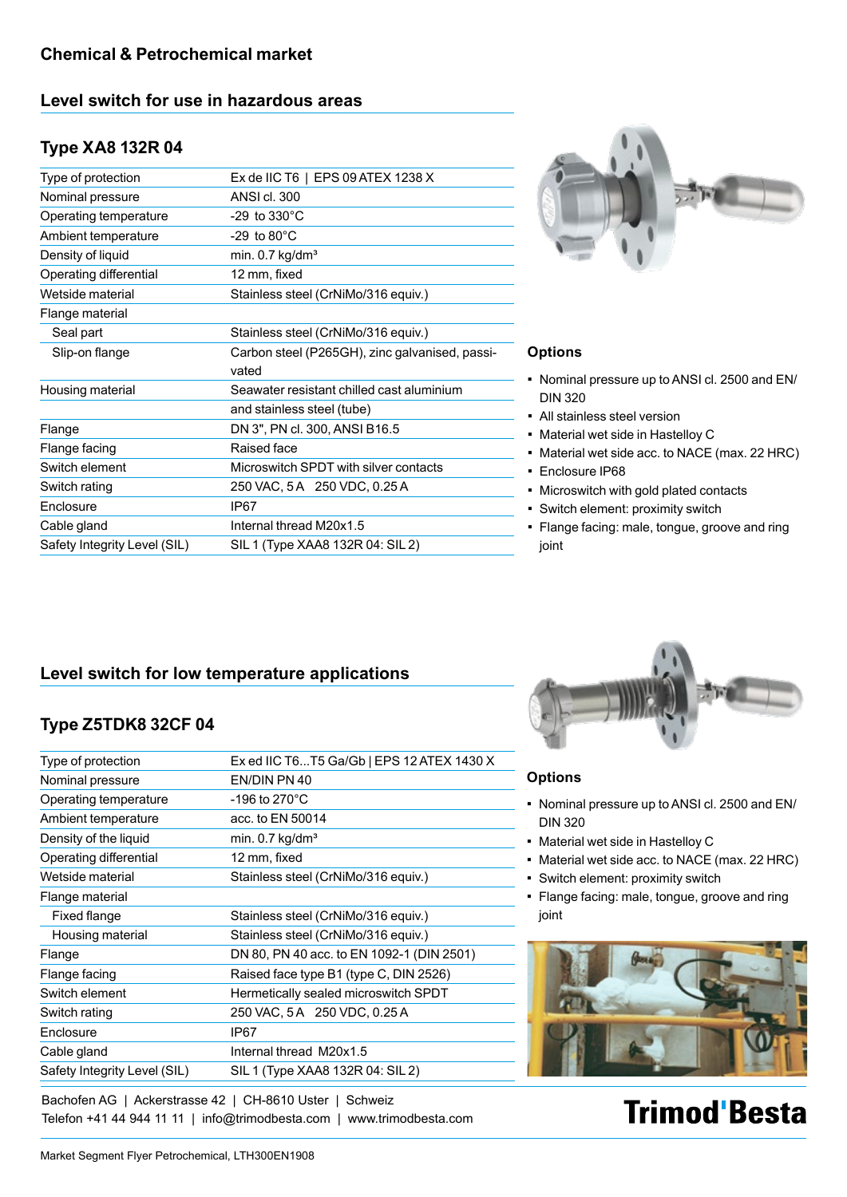## Chemical & Petrochemical market

### Level switch for use in hazardous areas

### Type XA8 132R 04

| | |
|---|---|
| Type of protection | Ex de IIC T6 \| EPS 09 ATEX 1238 X |
| Nominal pressure | ANSI cl. 300 |
| Operating temperature | -29 to 330°C |
| Ambient temperature | -29 to 80°C |
| Density of liquid | min. 0.7 kg/dm³ |
| Operating differential | 12 mm, fixed |
| Wetside material | Stainless steel (CrNiMo/316 equiv.) |
| Flange material | |
| Seal part | Stainless steel (CrNiMo/316 equiv.) |
| Slip-on flange | Carbon steel (P265GH), zinc galvanised, passivated |
| Housing material | Seawater resistant chilled cast aluminium |
| | and stainless steel (tube) |
| Flange | DN 3", PN cl. 300, ANSI B16.5 |
| Flange facing | Raised face |
| Switch element | Microswitch SPDT with silver contacts |
| Switch rating | 250 VAC, 5 A   250 VDC, 0.25 A |
| Enclosure | IP67 |
| Cable gland | Internal thread M20x1.5 |
| Safety Integrity Level (SIL) | SIL 1 (Type XAA8 132R 04: SIL 2) |

**Options**

- Nominal pressure up to ANSI cl. 2500 and EN/DIN 320
- All stainless steel version
- Material wet side in Hastelloy C
- Material wet side acc. to NACE (max. 22 HRC)
- Enclosure IP68
- Microswitch with gold plated contacts
- Switch element: proximity switch
- Flange facing: male, tongue, groove and ring joint

### Level switch for low temperature applications

### Type Z5TDK8 32CF 04

| | |
|---|---|
| Type of protection | Ex ed IIC T6...T5 Ga/Gb \| EPS 12 ATEX 1430 X |
| Nominal pressure | EN/DIN PN 40 |
| Operating temperature | -196 to 270°C |
| Ambient temperature | acc. to EN 50014 |
| Density of the liquid | min. 0.7 kg/dm³ |
| Operating differential | 12 mm, fixed |
| Wetside material | Stainless steel (CrNiMo/316 equiv.) |
| Flange material | |
| Fixed flange | Stainless steel (CrNiMo/316 equiv.) |
| Housing material | Stainless steel (CrNiMo/316 equiv.) |
| Flange | DN 80, PN 40 acc. to EN 1092-1 (DIN 2501) |
| Flange facing | Raised face type B1 (type C, DIN 2526) |
| Switch element | Hermetically sealed microswitch SPDT |
| Switch rating | 250 VAC, 5 A   250 VDC, 0.25 A |
| Enclosure | IP67 |
| Cable gland | Internal thread M20x1.5 |
| Safety Integrity Level (SIL) | SIL 1 (Type XAA8 132R 04: SIL 2) |

**Options**

- Nominal pressure up to ANSI cl. 2500 and EN/DIN 320
- Material wet side in Hastelloy C
- Material wet side acc. to NACE (max. 22 HRC)
- Switch element: proximity switch
- Flange facing: male, tongue, groove and ring joint

Bachofen AG | Ackerstrasse 42 | CH-8610 Uster | Schweiz
Telefon +41 44 944 11 11 | info@trimodbesta.com | www.trimodbesta.com

Trimod'Besta

Market Segment Flyer Petrochemical, LTH300EN1908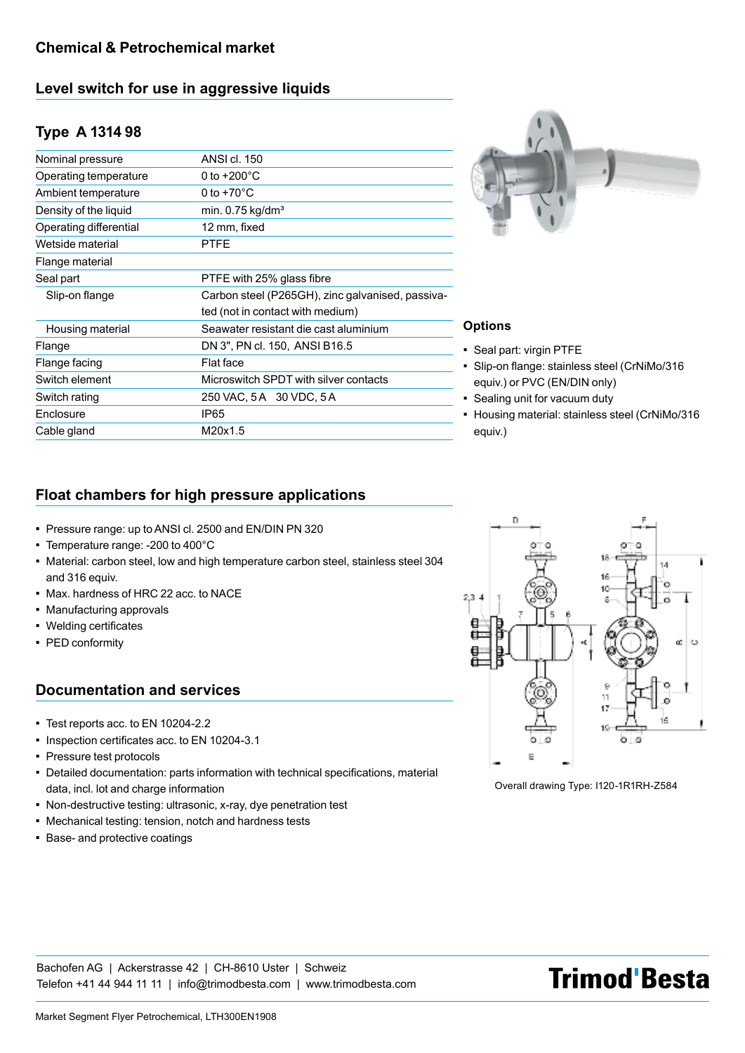## Chemical & Petrochemical market

### Level switch for use in aggressive liquids

### Type A 1314 98

| | |
|---|---|
| Nominal pressure | ANSI cl. 150 |
| Operating temperature | 0 to +200°C |
| Ambient temperature | 0 to +70°C |
| Density of the liquid | min. 0.75 kg/dm³ |
| Operating differential | 12 mm, fixed |
| Wetside material | PTFE |
| Flange material | |
| Seal part | PTFE with 25% glass fibre |
| Slip-on flange | Carbon steel (P265GH), zinc galvanised, passivated (not in contact with medium) |
| Housing material | Seawater resistant die cast aluminium |
| Flange | DN 3", PN cl. 150, ANSI B16.5 |
| Flange facing | Flat face |
| Switch element | Microswitch SPDT with silver contacts |
| Switch rating | 250 VAC, 5 A  30 VDC, 5 A |
| Enclosure | IP65 |
| Cable gland | M20x1.5 |

#### Options

- Seal part: virgin PTFE
- Slip-on flange: stainless steel (CrNiMo/316 equiv.) or PVC (EN/DIN only)
- Sealing unit for vacuum duty
- Housing material: stainless steel (CrNiMo/316 equiv.)

### Float chambers for high pressure applications

- Pressure range: up to ANSI cl. 2500 and EN/DIN PN 320
- Temperature range: -200 to 400°C
- Material: carbon steel, low and high temperature carbon steel, stainless steel 304 and 316 equiv.
- Max. hardness of HRC 22 acc. to NACE
- Manufacturing approvals
- Welding certificates
- PED conformity

Overall drawing Type: I120-1R1RH-Z584

### Documentation and services

- Test reports acc. to EN 10204-2.2
- Inspection certificates acc. to EN 10204-3.1
- Pressure test protocols
- Detailed documentation: parts information with technical specifications, material data, incl. lot and charge information
- Non-destructive testing: ultrasonic, x-ray, dye penetration test
- Mechanical testing: tension, notch and hardness tests
- Base- and protective coatings

Bachofen AG | Ackerstrasse 42 | CH-8610 Uster | Schweiz
Telefon +41 44 944 11 11 | info@trimodbesta.com | www.trimodbesta.com

Trimod'Besta

Market Segment Flyer Petrochemical, LTH300EN1908